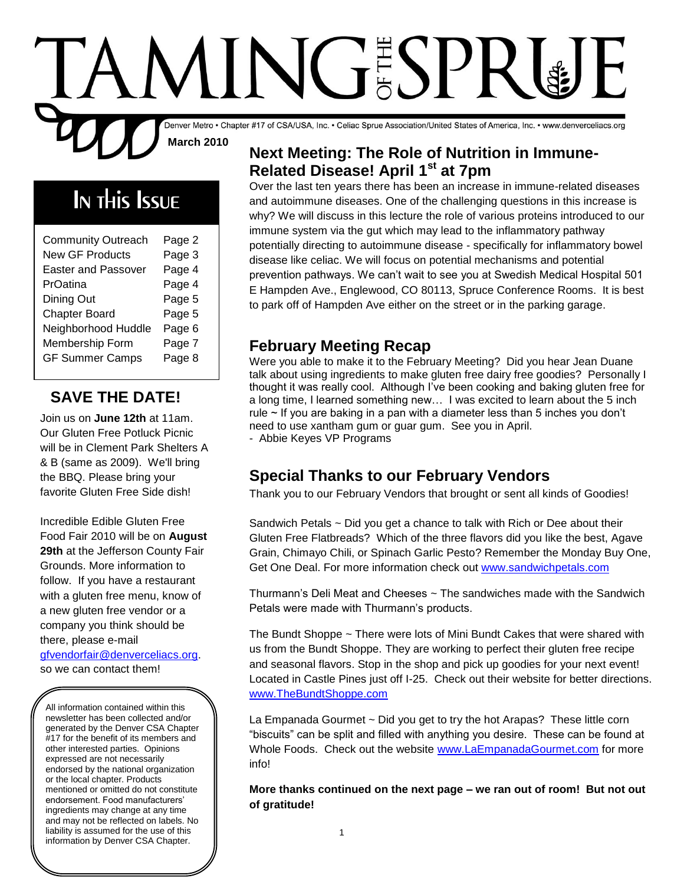# TAMING OF THE SPRUE

Denver Metro • Chapter #17 of CSA/USA, Inc. • Celiac Sprue Association/United States of America, Inc. • www.denverceliacs.org

**March 2010**

## In This Issue

| | |
|---|---|
| Community Outreach | Page 2 |
| New GF Products | Page 3 |
| Easter and Passover | Page 4 |
| PrOatina | Page 4 |
| Dining Out | Page 5 |
| Chapter Board | Page 5 |
| Neighborhood Huddle | Page 6 |
| Membership Form | Page 7 |
| GF Summer Camps | Page 8 |

## SAVE THE DATE!

Join us on **June 12th** at 11am. Our Gluten Free Potluck Picnic will be in Clement Park Shelters A & B (same as 2009). We'll bring the BBQ. Please bring your favorite Gluten Free Side dish!

Incredible Edible Gluten Free Food Fair 2010 will be on **August 29th** at the Jefferson County Fair Grounds. More information to follow. If you have a restaurant with a gluten free menu, know of a new gluten free vendor or a company you think should be there, please e-mail gfvendorfair@denverceliacs.org. so we can contact them!

All information contained within this newsletter has been collected and/or generated by the Denver CSA Chapter #17 for the benefit of its members and other interested parties. Opinions expressed are not necessarily endorsed by the national organization or the local chapter. Products mentioned or omitted do not constitute endorsement. Food manufacturers' ingredients may change at any time and may not be reflected on labels. No liability is assumed for the use of this information by Denver CSA Chapter.

## Next Meeting: The Role of Nutrition in Immune-Related Disease! April 1st at 7pm

Over the last ten years there has been an increase in immune-related diseases and autoimmune diseases. One of the challenging questions in this increase is why? We will discuss in this lecture the role of various proteins introduced to our immune system via the gut which may lead to the inflammatory pathway potentially directing to autoimmune disease - specifically for inflammatory bowel disease like celiac. We will focus on potential mechanisms and potential prevention pathways. We can't wait to see you at Swedish Medical Hospital 501 E Hampden Ave., Englewood, CO 80113, Spruce Conference Rooms. It is best to park off of Hampden Ave either on the street or in the parking garage.

## February Meeting Recap

Were you able to make it to the February Meeting? Did you hear Jean Duane talk about using ingredients to make gluten free dairy free goodies? Personally I thought it was really cool. Although I've been cooking and baking gluten free for a long time, I learned something new… I was excited to learn about the 5 inch rule ~ If you are baking in a pan with a diameter less than 5 inches you don't need to use xantham gum or guar gum. See you in April.

- Abbie Keyes VP Programs

## Special Thanks to our February Vendors

Thank you to our February Vendors that brought or sent all kinds of Goodies!

Sandwich Petals ~ Did you get a chance to talk with Rich or Dee about their Gluten Free Flatbreads? Which of the three flavors did you like the best, Agave Grain, Chimayo Chili, or Spinach Garlic Pesto? Remember the Monday Buy One, Get One Deal. For more information check out www.sandwichpetals.com

Thurmann's Deli Meat and Cheeses ~ The sandwiches made with the Sandwich Petals were made with Thurmann's products.

The Bundt Shoppe ~ There were lots of Mini Bundt Cakes that were shared with us from the Bundt Shoppe. They are working to perfect their gluten free recipe and seasonal flavors. Stop in the shop and pick up goodies for your next event! Located in Castle Pines just off I-25. Check out their website for better directions. www.TheBundtShoppe.com

La Empanada Gourmet ~ Did you get to try the hot Arapas? These little corn "biscuits" can be split and filled with anything you desire. These can be found at Whole Foods. Check out the website www.LaEmpanadaGourmet.com for more info!

**More thanks continued on the next page – we ran out of room! But not out of gratitude!**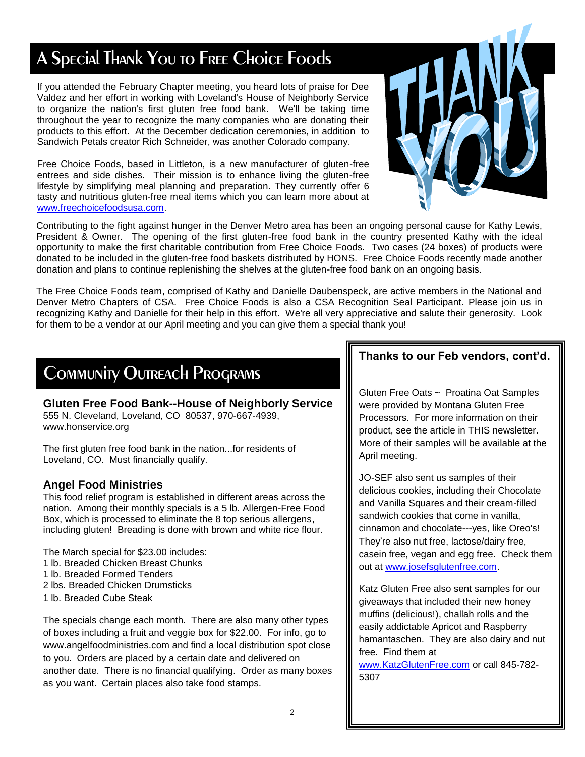## A Special Thank You to Free Choice Foods

If you attended the February Chapter meeting, you heard lots of praise for Dee Valdez and her effort in working with Loveland's House of Neighborly Service to organize the nation's first gluten free food bank. We'll be taking time throughout the year to recognize the many companies who are donating their products to this effort. At the December dedication ceremonies, in addition to Sandwich Petals creator Rich Schneider, was another Colorado company.

Free Choice Foods, based in Littleton, is a new manufacturer of gluten-free entrees and side dishes. Their mission is to enhance living the gluten-free lifestyle by simplifying meal planning and preparation. They currently offer 6 tasty and nutritious gluten-free meal items which you can learn more about at www.freechoicefoodsusa.com.

Contributing to the fight against hunger in the Denver Metro area has been an ongoing personal cause for Kathy Lewis, President & Owner. The opening of the first gluten-free food bank in the country presented Kathy with the ideal opportunity to make the first charitable contribution from Free Choice Foods. Two cases (24 boxes) of products were donated to be included in the gluten-free food baskets distributed by HONS. Free Choice Foods recently made another donation and plans to continue replenishing the shelves at the gluten-free food bank on an ongoing basis.

The Free Choice Foods team, comprised of Kathy and Danielle Daubenspeck, are active members in the National and Denver Metro Chapters of CSA. Free Choice Foods is also a CSA Recognition Seal Participant. Please join us in recognizing Kathy and Danielle for their help in this effort. We're all very appreciative and salute their generosity. Look for them to be a vendor at our April meeting and you can give them a special thank you!

## Community Outreach Programs

### Gluten Free Food Bank--House of Neighborly Service

555 N. Cleveland, Loveland, CO 80537, 970-667-4939,
www.honservice.org

The first gluten free food bank in the nation...for residents of Loveland, CO. Must financially qualify.

### Angel Food Ministries

This food relief program is established in different areas across the nation. Among their monthly specials is a 5 lb. Allergen-Free Food Box, which is processed to eliminate the 8 top serious allergens, including gluten! Breading is done with brown and white rice flour.

The March special for $23.00 includes:
1 lb. Breaded Chicken Breast Chunks
1 lb. Breaded Formed Tenders
2 lbs. Breaded Chicken Drumsticks
1 lb. Breaded Cube Steak

The specials change each month. There are also many other types of boxes including a fruit and veggie box for $22.00. For info, go to www.angelfoodministries.com and find a local distribution spot close to you. Orders are placed by a certain date and delivered on another date. There is no financial qualifying. Order as many boxes as you want. Certain places also take food stamps.

### Thanks to our Feb vendors, cont'd.

Gluten Free Oats ~ Proatina Oat Samples were provided by Montana Gluten Free Processors. For more information on their product, see the article in THIS newsletter. More of their samples will be available at the April meeting.

JO-SEF also sent us samples of their delicious cookies, including their Chocolate and Vanilla Squares and their cream-filled sandwich cookies that come in vanilla, cinnamon and chocolate---yes, like Oreo's! They're also nut free, lactose/dairy free, casein free, vegan and egg free. Check them out at www.josefsglutenfree.com.

Katz Gluten Free also sent samples for our giveaways that included their new honey muffins (delicious!), challah rolls and the easily addictable Apricot and Raspberry hamantaschen. They are also dairy and nut free. Find them at www.KatzGlutenFree.com or call 845-782-5307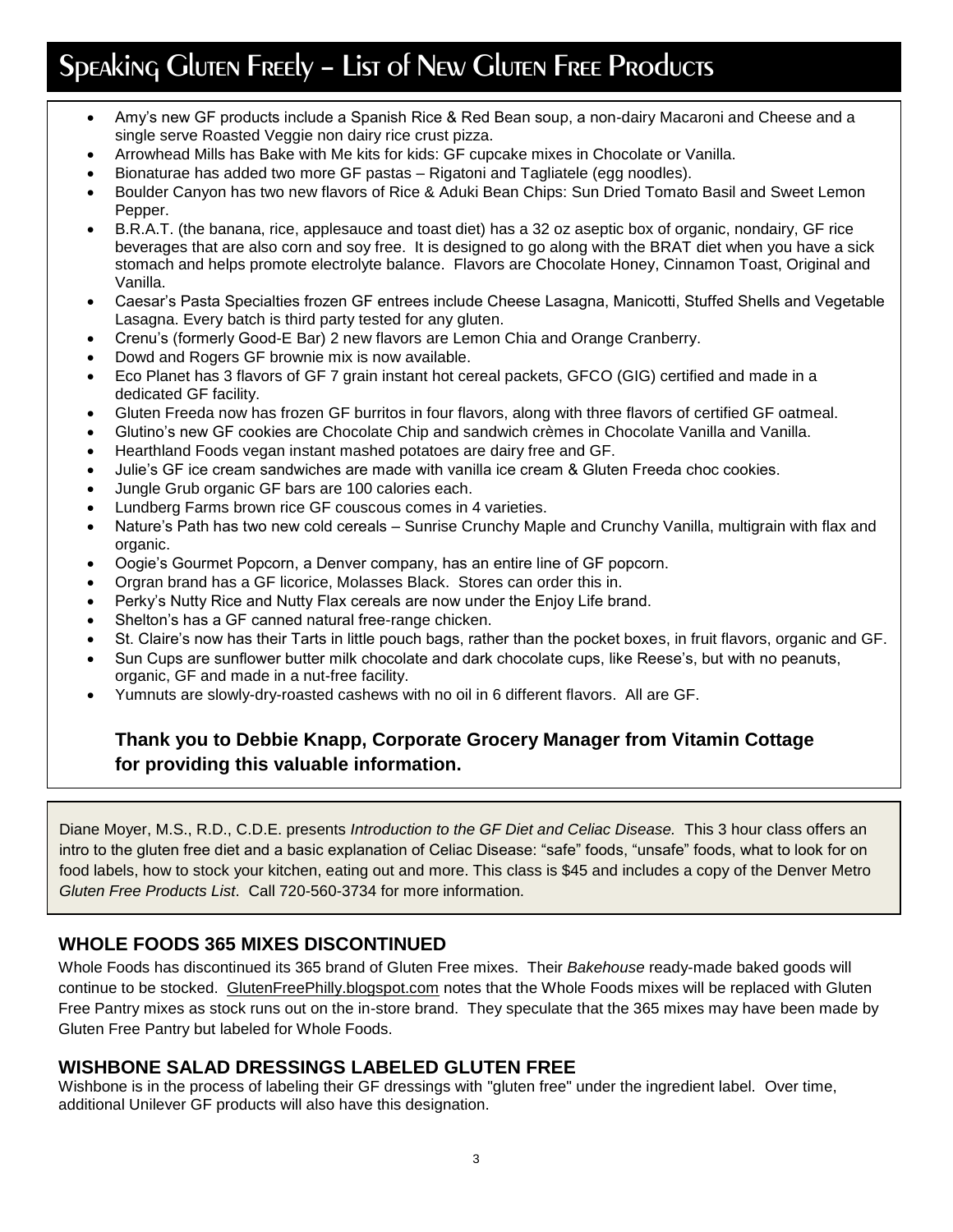# Speaking Gluten Freely – List of New Gluten Free Products

- Amy's new GF products include a Spanish Rice & Red Bean soup, a non-dairy Macaroni and Cheese and a single serve Roasted Veggie non dairy rice crust pizza.
- Arrowhead Mills has Bake with Me kits for kids: GF cupcake mixes in Chocolate or Vanilla.
- Bionaturae has added two more GF pastas – Rigatoni and Tagliatele (egg noodles).
- Boulder Canyon has two new flavors of Rice & Aduki Bean Chips: Sun Dried Tomato Basil and Sweet Lemon Pepper.
- B.R.A.T. (the banana, rice, applesauce and toast diet) has a 32 oz aseptic box of organic, nondairy, GF rice beverages that are also corn and soy free. It is designed to go along with the BRAT diet when you have a sick stomach and helps promote electrolyte balance. Flavors are Chocolate Honey, Cinnamon Toast, Original and Vanilla.
- Caesar's Pasta Specialties frozen GF entrees include Cheese Lasagna, Manicotti, Stuffed Shells and Vegetable Lasagna. Every batch is third party tested for any gluten.
- Crenu's (formerly Good-E Bar) 2 new flavors are Lemon Chia and Orange Cranberry.
- Dowd and Rogers GF brownie mix is now available.
- Eco Planet has 3 flavors of GF 7 grain instant hot cereal packets, GFCO (GIG) certified and made in a dedicated GF facility.
- Gluten Freeda now has frozen GF burritos in four flavors, along with three flavors of certified GF oatmeal.
- Glutino's new GF cookies are Chocolate Chip and sandwich crèmes in Chocolate Vanilla and Vanilla.
- Hearthland Foods vegan instant mashed potatoes are dairy free and GF.
- Julie's GF ice cream sandwiches are made with vanilla ice cream & Gluten Freeda choc cookies.
- Jungle Grub organic GF bars are 100 calories each.
- Lundberg Farms brown rice GF couscous comes in 4 varieties.
- Nature's Path has two new cold cereals – Sunrise Crunchy Maple and Crunchy Vanilla, multigrain with flax and organic.
- Oogie's Gourmet Popcorn, a Denver company, has an entire line of GF popcorn.
- Orgran brand has a GF licorice, Molasses Black. Stores can order this in.
- Perky's Nutty Rice and Nutty Flax cereals are now under the Enjoy Life brand.
- Shelton's has a GF canned natural free-range chicken.
- St. Claire's now has their Tarts in little pouch bags, rather than the pocket boxes, in fruit flavors, organic and GF.
- Sun Cups are sunflower butter milk chocolate and dark chocolate cups, like Reese's, but with no peanuts, organic, GF and made in a nut-free facility.
- Yumnuts are slowly-dry-roasted cashews with no oil in 6 different flavors. All are GF.

**Thank you to Debbie Knapp, Corporate Grocery Manager from Vitamin Cottage for providing this valuable information.**

Diane Moyer, M.S., R.D., C.D.E. presents *Introduction to the GF Diet and Celiac Disease.* This 3 hour class offers an intro to the gluten free diet and a basic explanation of Celiac Disease: "safe" foods, "unsafe" foods, what to look for on food labels, how to stock your kitchen, eating out and more. This class is $45 and includes a copy of the Denver Metro *Gluten Free Products List*. Call 720-560-3734 for more information.

## WHOLE FOODS 365 MIXES DISCONTINUED

Whole Foods has discontinued its 365 brand of Gluten Free mixes. Their *Bakehouse* ready-made baked goods will continue to be stocked. GlutenFreePhilly.blogspot.com notes that the Whole Foods mixes will be replaced with Gluten Free Pantry mixes as stock runs out on the in-store brand. They speculate that the 365 mixes may have been made by Gluten Free Pantry but labeled for Whole Foods.

## WISHBONE SALAD DRESSINGS LABELED GLUTEN FREE

Wishbone is in the process of labeling their GF dressings with "gluten free" under the ingredient label. Over time, additional Unilever GF products will also have this designation.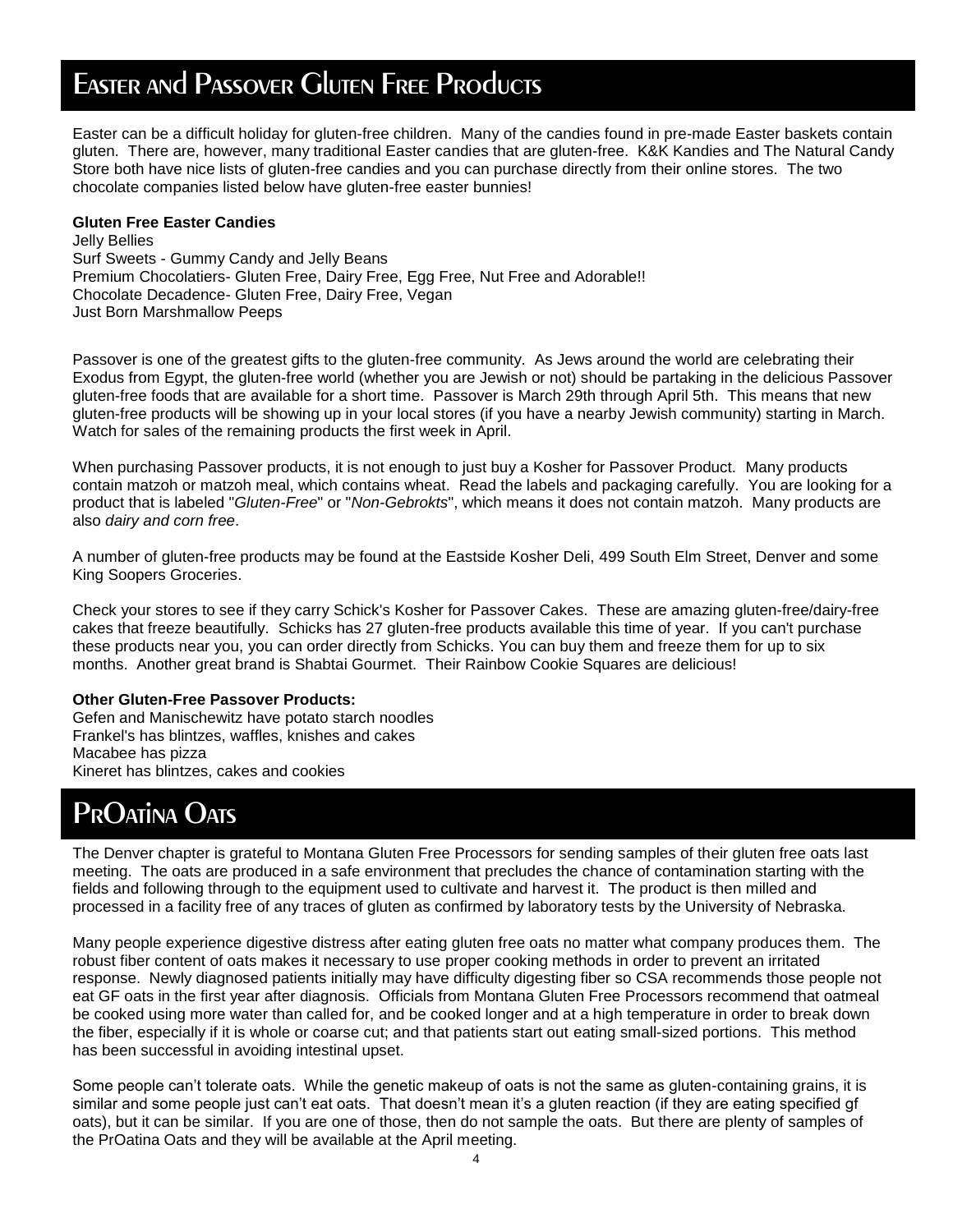# Easter and Passover Gluten Free Products

Easter can be a difficult holiday for gluten-free children. Many of the candies found in pre-made Easter baskets contain gluten. There are, however, many traditional Easter candies that are gluten-free. K&K Kandies and The Natural Candy Store both have nice lists of gluten-free candies and you can purchase directly from their online stores. The two chocolate companies listed below have gluten-free easter bunnies!

**Gluten Free Easter Candies**
Jelly Bellies
Surf Sweets - Gummy Candy and Jelly Beans
Premium Chocolatiers- Gluten Free, Dairy Free, Egg Free, Nut Free and Adorable!!
Chocolate Decadence- Gluten Free, Dairy Free, Vegan
Just Born Marshmallow Peeps

Passover is one of the greatest gifts to the gluten-free community. As Jews around the world are celebrating their Exodus from Egypt, the gluten-free world (whether you are Jewish or not) should be partaking in the delicious Passover gluten-free foods that are available for a short time. Passover is March 29th through April 5th. This means that new gluten-free products will be showing up in your local stores (if you have a nearby Jewish community) starting in March. Watch for sales of the remaining products the first week in April.

When purchasing Passover products, it is not enough to just buy a Kosher for Passover Product. Many products contain matzoh or matzoh meal, which contains wheat. Read the labels and packaging carefully. You are looking for a product that is labeled "*Gluten-Free*" or "*Non-Gebrokts*", which means it does not contain matzoh. Many products are also *dairy and corn free*.

A number of gluten-free products may be found at the Eastside Kosher Deli, 499 South Elm Street, Denver and some King Soopers Groceries.

Check your stores to see if they carry Schick's Kosher for Passover Cakes. These are amazing gluten-free/dairy-free cakes that freeze beautifully. Schicks has 27 gluten-free products available this time of year. If you can't purchase these products near you, you can order directly from Schicks. You can buy them and freeze them for up to six months. Another great brand is Shabtai Gourmet. Their Rainbow Cookie Squares are delicious!

**Other Gluten-Free Passover Products:**
Gefen and Manischewitz have potato starch noodles
Frankel's has blintzes, waffles, knishes and cakes
Macabee has pizza
Kineret has blintzes, cakes and cookies

# PrOatina Oats

The Denver chapter is grateful to Montana Gluten Free Processors for sending samples of their gluten free oats last meeting. The oats are produced in a safe environment that precludes the chance of contamination starting with the fields and following through to the equipment used to cultivate and harvest it. The product is then milled and processed in a facility free of any traces of gluten as confirmed by laboratory tests by the University of Nebraska.

Many people experience digestive distress after eating gluten free oats no matter what company produces them. The robust fiber content of oats makes it necessary to use proper cooking methods in order to prevent an irritated response. Newly diagnosed patients initially may have difficulty digesting fiber so CSA recommends those people not eat GF oats in the first year after diagnosis. Officials from Montana Gluten Free Processors recommend that oatmeal be cooked using more water than called for, and be cooked longer and at a high temperature in order to break down the fiber, especially if it is whole or coarse cut; and that patients start out eating small-sized portions. This method has been successful in avoiding intestinal upset.

Some people can't tolerate oats. While the genetic makeup of oats is not the same as gluten-containing grains, it is similar and some people just can't eat oats. That doesn't mean it's a gluten reaction (if they are eating specified gf oats), but it can be similar. If you are one of those, then do not sample the oats. But there are plenty of samples of the PrOatina Oats and they will be available at the April meeting.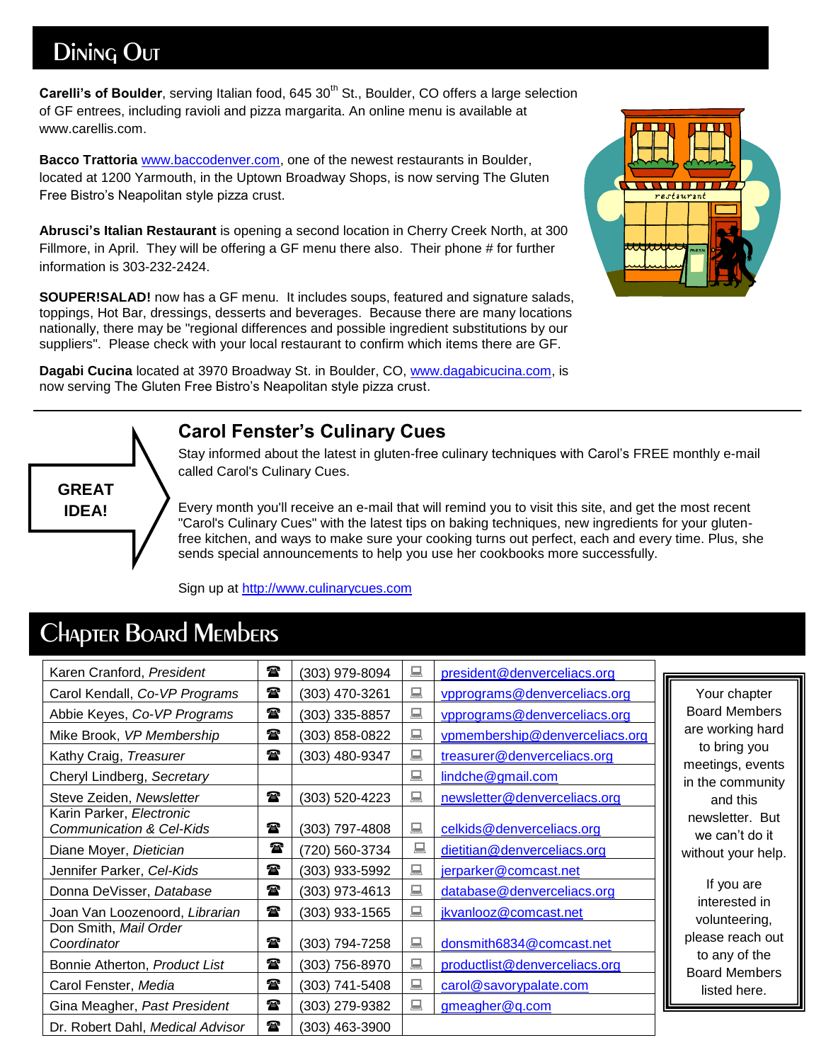# Dining Out

**Carelli's of Boulder**, serving Italian food, 645 30th St., Boulder, CO offers a large selection of GF entrees, including ravioli and pizza margarita. An online menu is available at www.carellis.com.

**Bacco Trattoria** www.baccodenver.com, one of the newest restaurants in Boulder, located at 1200 Yarmouth, in the Uptown Broadway Shops, is now serving The Gluten Free Bistro's Neapolitan style pizza crust.

**Abrusci's Italian Restaurant** is opening a second location in Cherry Creek North, at 300 Fillmore, in April. They will be offering a GF menu there also. Their phone # for further information is 303-232-2424.

**SOUPER!SALAD!** now has a GF menu. It includes soups, featured and signature salads, toppings, Hot Bar, dressings, desserts and beverages. Because there are many locations nationally, there may be "regional differences and possible ingredient substitutions by our suppliers". Please check with your local restaurant to confirm which items there are GF.

**Dagabi Cucina** located at 3970 Broadway St. in Boulder, CO, www.dagabicucina.com, is now serving The Gluten Free Bistro's Neapolitan style pizza crust.

---

**GREAT IDEA!**

### Carol Fenster's Culinary Cues

Stay informed about the latest in gluten-free culinary techniques with Carol's FREE monthly e-mail called Carol's Culinary Cues.

Every month you'll receive an e-mail that will remind you to visit this site, and get the most recent "Carol's Culinary Cues" with the latest tips on baking techniques, new ingredients for your gluten-free kitchen, and ways to make sure your cooking turns out perfect, each and every time. Plus, she sends special announcements to help you use her cookbooks more successfully.

Sign up at http://www.culinarycues.com

# Chapter Board Members

| Name | Phone | Email |
|---|---|---|
| Karen Cranford, *President* | (303) 979-8094 | president@denverceliacs.org |
| Carol Kendall, *Co-VP Programs* | (303) 470-3261 | vpprograms@denverceliacs.org |
| Abbie Keyes, *Co-VP Programs* | (303) 335-8857 | vpprograms@denverceliacs.org |
| Mike Brook, *VP Membership* | (303) 858-0822 | vpmembership@denverceliacs.org |
| Kathy Craig, *Treasurer* | (303) 480-9347 | treasurer@denverceliacs.org |
| Cheryl Lindberg, *Secretary* | | lindche@gmail.com |
| Steve Zeiden, *Newsletter* | (303) 520-4223 | newsletter@denverceliacs.org |
| Karin Parker, *Electronic Communication & Cel-Kids* | (303) 797-4808 | celkids@denverceliacs.org |
| Diane Moyer, *Dietician* | (720) 560-3734 | dietitian@denverceliacs.org |
| Jennifer Parker, *Cel-Kids* | (303) 933-5992 | jerparker@comcast.net |
| Donna DeVisser, *Database* | (303) 973-4613 | database@denverceliacs.org |
| Joan Van Loozenoord, *Librarian* | (303) 933-1565 | jkvanlooz@comcast.net |
| Don Smith, *Mail Order Coordinator* | (303) 794-7258 | donsmith6834@comcast.net |
| Bonnie Atherton, *Product List* | (303) 756-8970 | productlist@denverceliacs.org |
| Carol Fenster, *Media* | (303) 741-5408 | carol@savorypalate.com |
| Gina Meagher, *Past President* | (303) 279-9382 | gmeagher@q.com |
| Dr. Robert Dahl, *Medical Advisor* | (303) 463-3900 | |

Your chapter Board Members are working hard to bring you meetings, events in the community and this newsletter. But we can't do it without your help.

If you are interested in volunteering, please reach out to any of the Board Members listed here.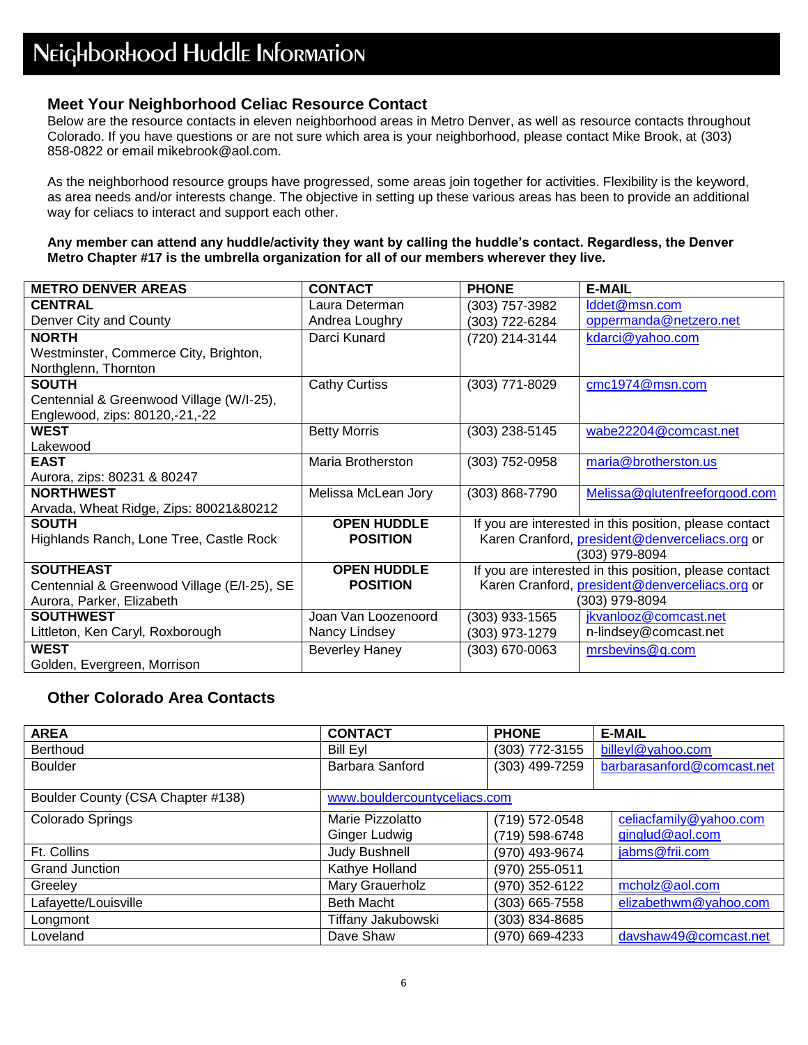# Neighborhood Huddle Information

## Meet Your Neighborhood Celiac Resource Contact

Below are the resource contacts in eleven neighborhood areas in Metro Denver, as well as resource contacts throughout Colorado. If you have questions or are not sure which area is your neighborhood, please contact Mike Brook, at (303) 858-0822 or email mikebrook@aol.com.

As the neighborhood resource groups have progressed, some areas join together for activities. Flexibility is the keyword, as area needs and/or interests change. The objective in setting up these various areas has been to provide an additional way for celiacs to interact and support each other.

**Any member can attend any huddle/activity they want by calling the huddle's contact. Regardless, the Denver Metro Chapter #17 is the umbrella organization for all of our members wherever they live.**

| METRO DENVER AREAS | CONTACT | PHONE | E-MAIL |
|---|---|---|---|
| **CENTRAL**<br>Denver City and County | Laura Determan<br>Andrea Loughry | (303) 757-3982<br>(303) 722-6284 | lddet@msn.com<br>oppermanda@netzero.net |
| **NORTH**<br>Westminster, Commerce City, Brighton, Northglenn, Thornton | Darci Kunard | (720) 214-3144 | kdarci@yahoo.com |
| **SOUTH**<br>Centennial & Greenwood Village (W/I-25), Englewood, zips: 80120,-21,-22 | Cathy Curtiss | (303) 771-8029 | cmc1974@msn.com |
| **WEST**<br>Lakewood | Betty Morris | (303) 238-5145 | wabe22204@comcast.net |
| **EAST**<br>Aurora, zips: 80231 & 80247 | Maria Brotherston | (303) 752-0958 | maria@brotherston.us |
| **NORTHWEST**<br>Arvada, Wheat Ridge, Zips: 80021&80212 | Melissa McLean Jory | (303) 868-7790 | Melissa@glutenfreeforgood.com |
| **SOUTH**<br>Highlands Ranch, Lone Tree, Castle Rock | **OPEN HUDDLE POSITION** | If you are interested in this position, please contact Karen Cranford, president@denverceliacs.org or (303) 979-8094 | |
| **SOUTHEAST**<br>Centennial & Greenwood Village (E/I-25), SE Aurora, Parker, Elizabeth | **OPEN HUDDLE POSITION** | If you are interested in this position, please contact Karen Cranford, president@denverceliacs.org or (303) 979-8094 | |
| **SOUTHWEST**<br>Littleton, Ken Caryl, Roxborough | Joan Van Loozenoord<br>Nancy Lindsey | (303) 933-1565<br>(303) 973-1279 | jkvanlooz@comcast.net<br>n-lindsey@comcast.net |
| **WEST**<br>Golden, Evergreen, Morrison | Beverley Haney | (303) 670-0063 | mrsbevins@q.com |

## Other Colorado Area Contacts

| AREA | CONTACT | PHONE | E-MAIL |
|---|---|---|---|
| Berthoud | Bill Eyl | (303) 772-3155 | billeyl@yahoo.com |
| Boulder | Barbara Sanford | (303) 499-7259 | barbarasanford@comcast.net |
| Boulder County (CSA Chapter #138) | www.bouldercountyceliacs.com | | |
| Colorado Springs | Marie Pizzolatto<br>Ginger Ludwig | (719) 572-0548<br>(719) 598-6748 | celiacfamily@yahoo.com<br>ginglud@aol.com |
| Ft. Collins | Judy Bushnell | (970) 493-9674 | jabms@frii.com |
| Grand Junction | Kathye Holland | (970) 255-0511 | |
| Greeley | Mary Grauerholz | (970) 352-6122 | mcholz@aol.com |
| Lafayette/Louisville | Beth Macht | (303) 665-7558 | elizabethwm@yahoo.com |
| Longmont | Tiffany Jakubowski | (303) 834-8685 | |
| Loveland | Dave Shaw | (970) 669-4233 | davshaw49@comcast.net |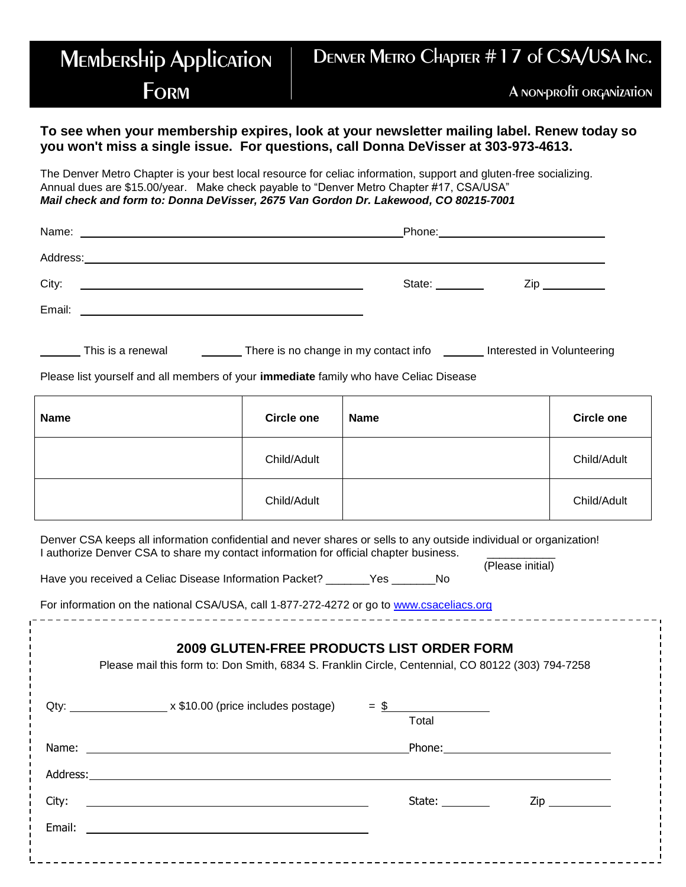# Membership Application Form

## Denver Metro Chapter # 17 of CSA/USA Inc.

A non-profit organization

**To see when your membership expires, look at your newsletter mailing label. Renew today so you won't miss a single issue. For questions, call Donna DeVisser at 303-973-4613.**

The Denver Metro Chapter is your best local resource for celiac information, support and gluten-free socializing. Annual dues are $15.00/year. Make check payable to "Denver Metro Chapter #17, CSA/USA"
***Mail check and form to: Donna DeVisser, 2675 Van Gordon Dr. Lakewood, CO 80215-7001***

Name: ________________________________ Phone: ____________________

Address: ________________________________________________

City: ________________________ State: ________ Zip __________

Email: ________________________

______ This is a renewal ______ There is no change in my contact info ______ Interested in Volunteering

Please list yourself and all members of your **immediate** family who have Celiac Disease

| Name | Circle one | Name | Circle one |
|---|---|---|---|
| | Child/Adult | | Child/Adult |
| | Child/Adult | | Child/Adult |

Denver CSA keeps all information confidential and never shares or sells to any outside individual or organization!
I authorize Denver CSA to share my contact information for official chapter business. ___________ (Please initial)

Have you received a Celiac Disease Information Packet? _______Yes _______No

For information on the national CSA/USA, call 1-877-272-4272 or go to www.csaceliacs.org

---

## 2009 GLUTEN-FREE PRODUCTS LIST ORDER FORM

Please mail this form to: Don Smith, 6834 S. Franklin Circle, Centennial, CO 80122 (303) 794-7258

Qty: ______________ x $10.00 (price includes postage) = $______________ Total

Name: ________________________________ Phone: ____________________

Address: ________________________________________________

City: ________________________ State: ________ Zip __________

Email: ________________________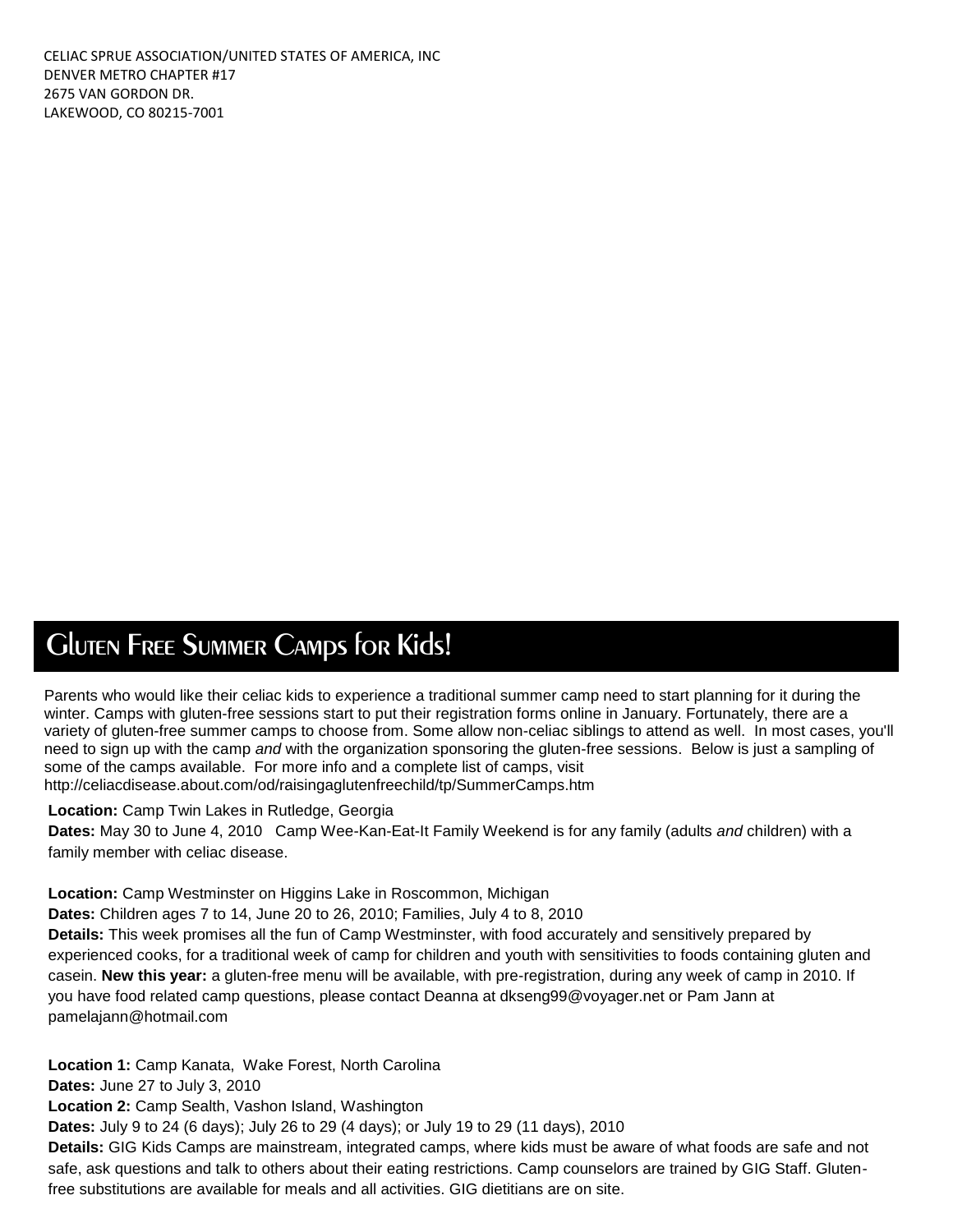CELIAC SPRUE ASSOCIATION/UNITED STATES OF AMERICA, INC
DENVER METRO CHAPTER #17
2675 VAN GORDON DR.
LAKEWOOD, CO 80215-7001

# Gluten Free Summer Camps for Kids!

Parents who would like their celiac kids to experience a traditional summer camp need to start planning for it during the winter. Camps with gluten-free sessions start to put their registration forms online in January. Fortunately, there are a variety of gluten-free summer camps to choose from. Some allow non-celiac siblings to attend as well. In most cases, you'll need to sign up with the camp *and* with the organization sponsoring the gluten-free sessions. Below is just a sampling of some of the camps available. For more info and a complete list of camps, visit http://celiacdisease.about.com/od/raisingaglutenfreechild/tp/SummerCamps.htm

**Location:** Camp Twin Lakes in Rutledge, Georgia
**Dates:** May 30 to June 4, 2010 Camp Wee-Kan-Eat-It Family Weekend is for any family (adults *and* children) with a family member with celiac disease.

**Location:** Camp Westminster on Higgins Lake in Roscommon, Michigan
**Dates:** Children ages 7 to 14, June 20 to 26, 2010; Families, July 4 to 8, 2010
**Details:** This week promises all the fun of Camp Westminster, with food accurately and sensitively prepared by experienced cooks, for a traditional week of camp for children and youth with sensitivities to foods containing gluten and casein. **New this year:** a gluten-free menu will be available, with pre-registration, during any week of camp in 2010. If you have food related camp questions, please contact Deanna at dkseng99@voyager.net or Pam Jann at pamelajann@hotmail.com

**Location 1:** Camp Kanata, Wake Forest, North Carolina
**Dates:** June 27 to July 3, 2010
**Location 2:** Camp Sealth, Vashon Island, Washington
**Dates:** July 9 to 24 (6 days); July 26 to 29 (4 days); or July 19 to 29 (11 days), 2010
**Details:** GIG Kids Camps are mainstream, integrated camps, where kids must be aware of what foods are safe and not safe, ask questions and talk to others about their eating restrictions. Camp counselors are trained by GIG Staff. Gluten-free substitutions are available for meals and all activities. GIG dietitians are on site.